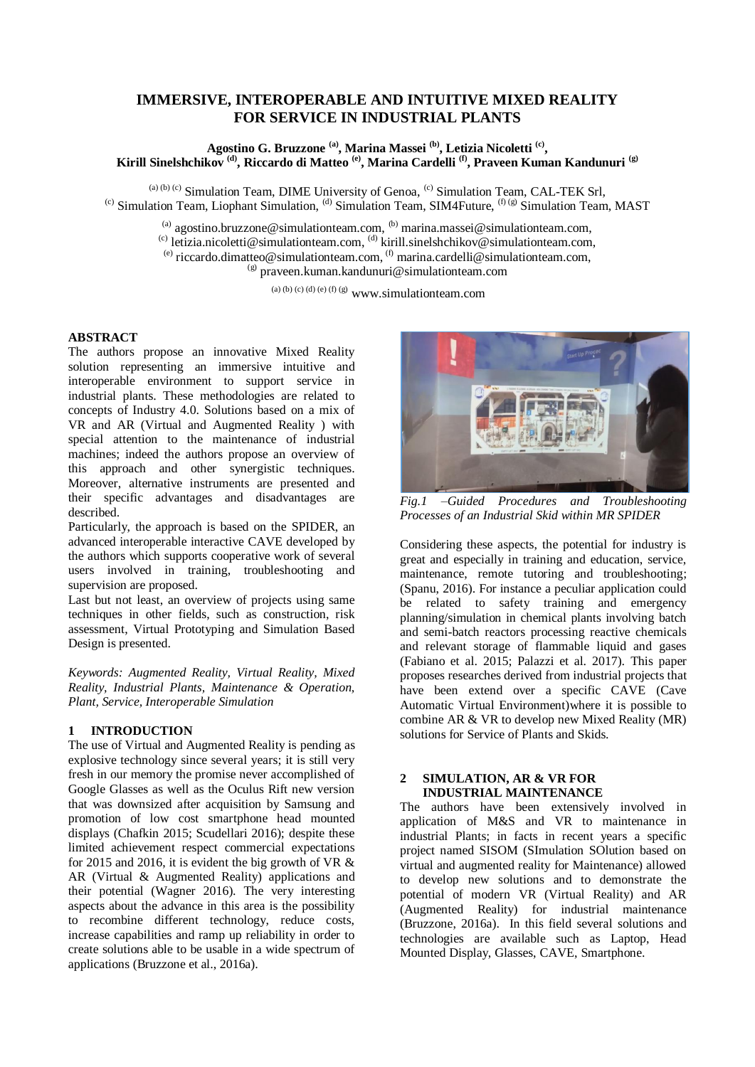# IMMERSIVE, INTEROPERABLE AND INTUITIVE MIXED REALITY FOR SERVICE IN INDUSTRIAL PLANTS

**Agostino G. Bruzzone [(a)], Marina Massei [(b)], Letizia Nicoletti [(c)], Kirill Sinelshchikov [(d)], Riccardo di Matteo [(e)], Marina Cardelli [(f)], Praveen Kuman Kandunuri [(g)]**

[(a) (b) (c)] Simulation Team, DIME University of Genoa, [(c)] Simulation Team, CAL-TEK Srl,
[(c)] Simulation Team, Liophant Simulation, [(d)] Simulation Team, SIM4Future, [(f) (g)] Simulation Team, MAST

[(a)] agostino.bruzzone@simulationteam.com, [(b)] marina.massei@simulationteam.com,
[(c)] letizia.nicoletti@simulationteam.com, [(d)] kirill.sinelshchikov@simulationteam.com,
[(e)] riccardo.dimatteo@simulationteam.com, [(f)] marina.cardelli@simulationteam.com,
[(g)] praveen.kuman.kandunuri@simulationteam.com

[(a) (b) (c) (d) (e) (f) (g)] www.simulationteam.com

## ABSTRACT

The authors propose an innovative Mixed Reality solution representing an immersive intuitive and interoperable environment to support service in industrial plants. These methodologies are related to concepts of Industry 4.0. Solutions based on a mix of VR and AR (Virtual and Augmented Reality ) with special attention to the maintenance of industrial machines; indeed the authors propose an overview of this approach and other synergistic techniques. Moreover, alternative instruments are presented and their specific advantages and disadvantages are described.

Particularly, the approach is based on the SPIDER, an advanced interoperable interactive CAVE developed by the authors which supports cooperative work of several users involved in training, troubleshooting and supervision are proposed.

Last but not least, an overview of projects using same techniques in other fields, such as construction, risk assessment, Virtual Prototyping and Simulation Based Design is presented.

*Keywords: Augmented Reality, Virtual Reality, Mixed Reality, Industrial Plants, Maintenance & Operation, Plant, Service, Interoperable Simulation*

## 1 INTRODUCTION

The use of Virtual and Augmented Reality is pending as explosive technology since several years; it is still very fresh in our memory the promise never accomplished of Google Glasses as well as the Oculus Rift new version that was downsized after acquisition by Samsung and promotion of low cost smartphone head mounted displays (Chafkin 2015; Scudellari 2016); despite these limited achievement respect commercial expectations for 2015 and 2016, it is evident the big growth of VR & AR (Virtual & Augmented Reality) applications and their potential (Wagner 2016). The very interesting aspects about the advance in this area is the possibility to recombine different technology, reduce costs, increase capabilities and ramp up reliability in order to create solutions able to be usable in a wide spectrum of applications (Bruzzone et al., 2016a).

*Fig.1 –Guided Procedures and Troubleshooting Processes of an Industrial Skid within MR SPIDER*

Considering these aspects, the potential for industry is great and especially in training and education, service, maintenance, remote tutoring and troubleshooting; (Spanu, 2016). For instance a peculiar application could be related to safety training and emergency planning/simulation in chemical plants involving batch and semi-batch reactors processing reactive chemicals and relevant storage of flammable liquid and gases (Fabiano et al. 2015; Palazzi et al. 2017). This paper proposes researches derived from industrial projects that have been extend over a specific CAVE (Cave Automatic Virtual Environment)where it is possible to combine AR & VR to develop new Mixed Reality (MR) solutions for Service of Plants and Skids.

## 2 SIMULATION, AR & VR FOR INDUSTRIAL MAINTENANCE

The authors have been extensively involved in application of M&S and VR to maintenance in industrial Plants; in facts in recent years a specific project named SISOM (SImulation SOlution based on virtual and augmented reality for Maintenance) allowed to develop new solutions and to demonstrate the potential of modern VR (Virtual Reality) and AR (Augmented Reality) for industrial maintenance (Bruzzone, 2016a). In this field several solutions and technologies are available such as Laptop, Head Mounted Display, Glasses, CAVE, Smartphone.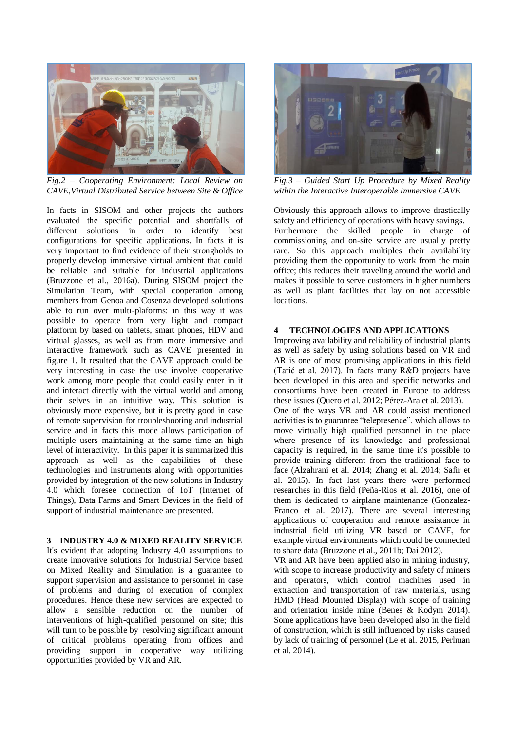*Fig.2 – Cooperating Environment: Local Review on CAVE,Virtual Distributed Service between Site & Office*

In facts in SISOM and other projects the authors evaluated the specific potential and shortfalls of different solutions in order to identify best configurations for specific applications. In facts it is very important to find evidence of their strongholds to properly develop immersive virtual ambient that could be reliable and suitable for industrial applications (Bruzzone et al., 2016a). During SISOM project the Simulation Team, with special cooperation among members from Genoa and Cosenza developed solutions able to run over multi-plaforms: in this way it was possible to operate from very light and compact platform by based on tablets, smart phones, HDV and virtual glasses, as well as from more immersive and interactive framework such as CAVE presented in figure 1. It resulted that the CAVE approach could be very interesting in case the use involve cooperative work among more people that could easily enter in it and interact directly with the virtual world and among their selves in an intuitive way. This solution is obviously more expensive, but it is pretty good in case of remote supervision for troubleshooting and industrial service and in facts this mode allows participation of multiple users maintaining at the same time an high level of interactivity. In this paper it is summarized this approach as well as the capabilities of these technologies and instruments along with opportunities provided by integration of the new solutions in Industry 4.0 which foresee connection of IoT (Internet of Things), Data Farms and Smart Devices in the field of support of industrial maintenance are presented.

## 3 INDUSTRY 4.0 & MIXED REALITY SERVICE

It's evident that adopting Industry 4.0 assumptions to create innovative solutions for Industrial Service based on Mixed Reality and Simulation is a guarantee to support supervision and assistance to personnel in case of problems and during of execution of complex procedures. Hence these new services are expected to allow a sensible reduction on the number of interventions of high-qualified personnel on site; this will turn to be possible by resolving significant amount of critical problems operating from offices and providing support in cooperative way utilizing opportunities provided by VR and AR.

*Fig.3 – Guided Start Up Procedure by Mixed Reality within the Interactive Interoperable Immersive CAVE*

Obviously this approach allows to improve drastically safety and efficiency of operations with heavy savings. Furthermore the skilled people in charge of commissioning and on-site service are usually pretty rare. So this approach multiples their availability providing them the opportunity to work from the main office; this reduces their traveling around the world and makes it possible to serve customers in higher numbers as well as plant facilities that lay on not accessible locations.

## 4 TECHNOLOGIES AND APPLICATIONS

Improving availability and reliability of industrial plants as well as safety by using solutions based on VR and AR is one of most promising applications in this field (Tatić et al. 2017). In facts many R&D projects have been developed in this area and specific networks and consortiums have been created in Europe to address these issues (Quero et al. 2012; Pérez-Ara et al. 2013).

One of the ways VR and AR could assist mentioned activities is to guarantee "telepresence", which allows to move virtually high qualified personnel in the place where presence of its knowledge and professional capacity is required, in the same time it's possible to provide training different from the traditional face to face (Alzahrani et al. 2014; Zhang et al. 2014; Safir et al. 2015). In fact last years there were performed researches in this field (Peña-Rios et al. 2016), one of them is dedicated to airplane maintenance (Gonzalez-Franco et al. 2017). There are several interesting applications of cooperation and remote assistance in industrial field utilizing VR based on CAVE, for example virtual environments which could be connected to share data (Bruzzone et al., 2011b; Dai 2012).

VR and AR have been applied also in mining industry, with scope to increase productivity and safety of miners and operators, which control machines used in extraction and transportation of raw materials, using HMD (Head Mounted Display) with scope of training and orientation inside mine (Benes & Kodym 2014). Some applications have been developed also in the field of construction, which is still influenced by risks caused by lack of training of personnel (Le et al. 2015, Perlman et al. 2014).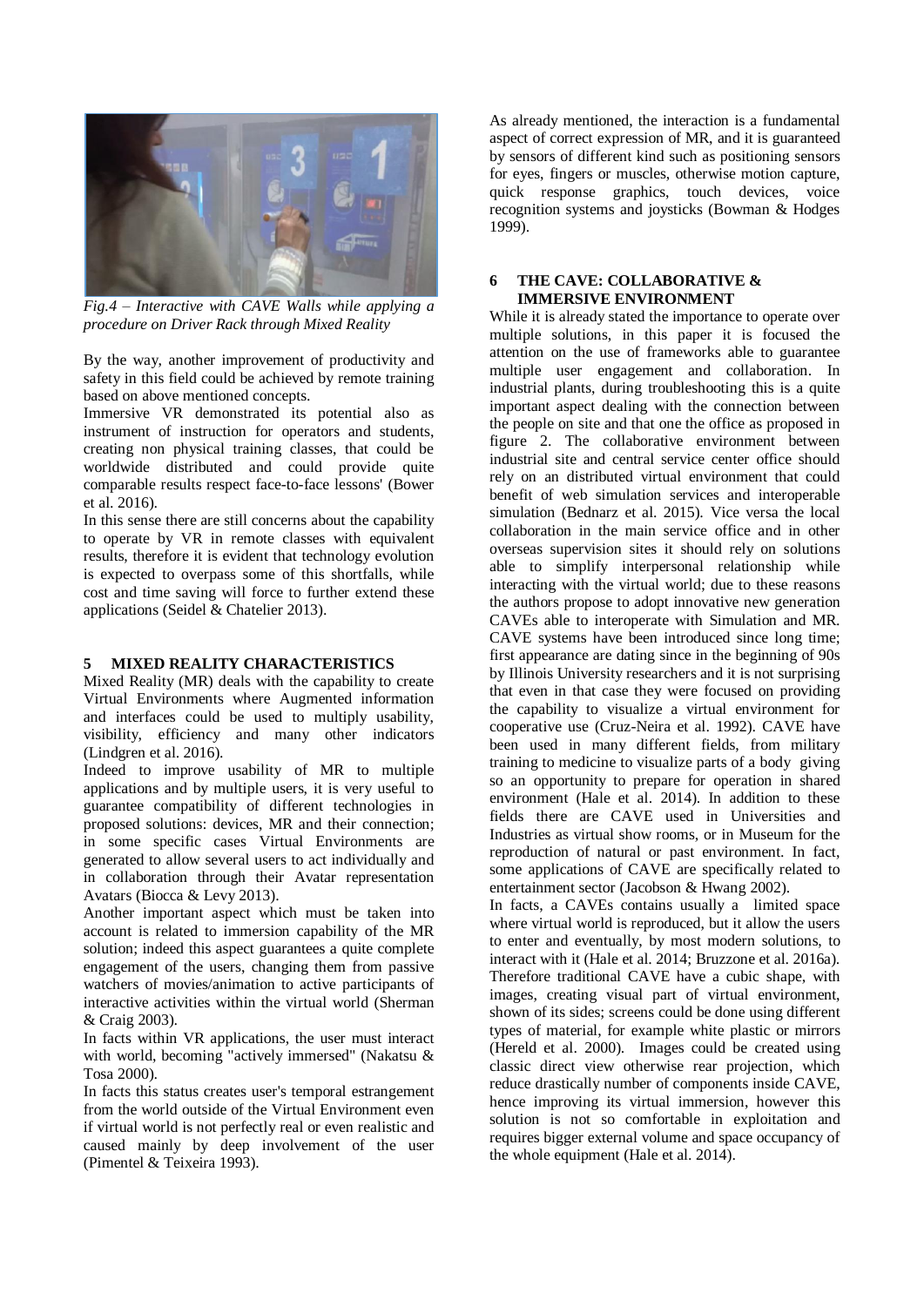*Fig.4 – Interactive with CAVE Walls while applying a procedure on Driver Rack through Mixed Reality*

By the way, another improvement of productivity and safety in this field could be achieved by remote training based on above mentioned concepts.

Immersive VR demonstrated its potential also as instrument of instruction for operators and students, creating non physical training classes, that could be worldwide distributed and could provide quite comparable results respect face-to-face lessons' (Bower et al. 2016).

In this sense there are still concerns about the capability to operate by VR in remote classes with equivalent results, therefore it is evident that technology evolution is expected to overpass some of this shortfalls, while cost and time saving will force to further extend these applications (Seidel & Chatelier 2013).

## 5 MIXED REALITY CHARACTERISTICS

Mixed Reality (MR) deals with the capability to create Virtual Environments where Augmented information and interfaces could be used to multiply usability, visibility, efficiency and many other indicators (Lindgren et al. 2016).

Indeed to improve usability of MR to multiple applications and by multiple users, it is very useful to guarantee compatibility of different technologies in proposed solutions: devices, MR and their connection; in some specific cases Virtual Environments are generated to allow several users to act individually and in collaboration through their Avatar representation Avatars (Biocca & Levy 2013).

Another important aspect which must be taken into account is related to immersion capability of the MR solution; indeed this aspect guarantees a quite complete engagement of the users, changing them from passive watchers of movies/animation to active participants of interactive activities within the virtual world (Sherman & Craig 2003).

In facts within VR applications, the user must interact with world, becoming "actively immersed" (Nakatsu & Tosa 2000).

In facts this status creates user's temporal estrangement from the world outside of the Virtual Environment even if virtual world is not perfectly real or even realistic and caused mainly by deep involvement of the user (Pimentel & Teixeira 1993).

As already mentioned, the interaction is a fundamental aspect of correct expression of MR, and it is guaranteed by sensors of different kind such as positioning sensors for eyes, fingers or muscles, otherwise motion capture, quick response graphics, touch devices, voice recognition systems and joysticks (Bowman & Hodges 1999).

## 6 THE CAVE: COLLABORATIVE & IMMERSIVE ENVIRONMENT

While it is already stated the importance to operate over multiple solutions, in this paper it is focused the attention on the use of frameworks able to guarantee multiple user engagement and collaboration. In industrial plants, during troubleshooting this is a quite important aspect dealing with the connection between the people on site and that one the office as proposed in figure 2. The collaborative environment between industrial site and central service center office should rely on an distributed virtual environment that could benefit of web simulation services and interoperable simulation (Bednarz et al. 2015). Vice versa the local collaboration in the main service office and in other overseas supervision sites it should rely on solutions able to simplify interpersonal relationship while interacting with the virtual world; due to these reasons the authors propose to adopt innovative new generation CAVEs able to interoperate with Simulation and MR. CAVE systems have been introduced since long time; first appearance are dating since in the beginning of 90s by Illinois University researchers and it is not surprising that even in that case they were focused on providing the capability to visualize a virtual environment for cooperative use (Cruz-Neira et al. 1992). CAVE have been used in many different fields, from military training to medicine to visualize parts of a body giving so an opportunity to prepare for operation in shared environment (Hale et al. 2014). In addition to these fields there are CAVE used in Universities and Industries as virtual show rooms, or in Museum for the reproduction of natural or past environment. In fact, some applications of CAVE are specifically related to entertainment sector (Jacobson & Hwang 2002).

In facts, a CAVEs contains usually a limited space where virtual world is reproduced, but it allow the users to enter and eventually, by most modern solutions, to interact with it (Hale et al. 2014; Bruzzone et al. 2016a). Therefore traditional CAVE have a cubic shape, with images, creating visual part of virtual environment, shown of its sides; screens could be done using different types of material, for example white plastic or mirrors (Hereld et al. 2000). Images could be created using classic direct view otherwise rear projection, which reduce drastically number of components inside CAVE, hence improving its virtual immersion, however this solution is not so comfortable in exploitation and requires bigger external volume and space occupancy of the whole equipment (Hale et al. 2014).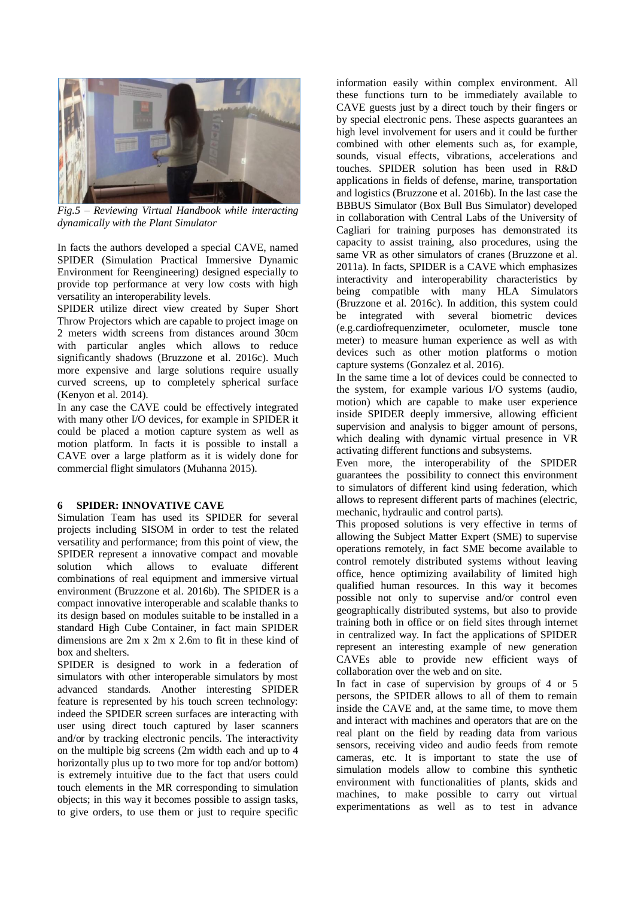*Fig.5 – Reviewing Virtual Handbook while interacting dynamically with the Plant Simulator*

In facts the authors developed a special CAVE, named SPIDER (Simulation Practical Immersive Dynamic Environment for Reengineering) designed especially to provide top performance at very low costs with high versatility an interoperability levels.

SPIDER utilize direct view created by Super Short Throw Projectors which are capable to project image on 2 meters width screens from distances around 30cm with particular angles which allows to reduce significantly shadows (Bruzzone et al. 2016c). Much more expensive and large solutions require usually curved screens, up to completely spherical surface (Kenyon et al. 2014).

In any case the CAVE could be effectively integrated with many other I/O devices, for example in SPIDER it could be placed a motion capture system as well as motion platform. In facts it is possible to install a CAVE over a large platform as it is widely done for commercial flight simulators (Muhanna 2015).

## 6 SPIDER: INNOVATIVE CAVE

Simulation Team has used its SPIDER for several projects including SISOM in order to test the related versatility and performance; from this point of view, the SPIDER represent a innovative compact and movable solution which allows to evaluate different combinations of real equipment and immersive virtual environment (Bruzzone et al. 2016b). The SPIDER is a compact innovative interoperable and scalable thanks to its design based on modules suitable to be installed in a standard High Cube Container, in fact main SPIDER dimensions are 2m x 2m x 2.6m to fit in these kind of box and shelters.

SPIDER is designed to work in a federation of simulators with other interoperable simulators by most advanced standards. Another interesting SPIDER feature is represented by his touch screen technology: indeed the SPIDER screen surfaces are interacting with user using direct touch captured by laser scanners and/or by tracking electronic pencils. The interactivity on the multiple big screens (2m width each and up to 4 horizontally plus up to two more for top and/or bottom) is extremely intuitive due to the fact that users could touch elements in the MR corresponding to simulation objects; in this way it becomes possible to assign tasks, to give orders, to use them or just to require specific information easily within complex environment. All these functions turn to be immediately available to CAVE guests just by a direct touch by their fingers or by special electronic pens. These aspects guarantees an high level involvement for users and it could be further combined with other elements such as, for example, sounds, visual effects, vibrations, accelerations and touches. SPIDER solution has been used in R&D applications in fields of defense, marine, transportation and logistics (Bruzzone et al. 2016b). In the last case the BBBUS Simulator (Box Bull Bus Simulator) developed in collaboration with Central Labs of the University of Cagliari for training purposes has demonstrated its capacity to assist training, also procedures, using the same VR as other simulators of cranes (Bruzzone et al. 2011a). In facts, SPIDER is a CAVE which emphasizes interactivity and interoperability characteristics by being compatible with many HLA Simulators (Bruzzone et al. 2016c). In addition, this system could be integrated with several biometric devices (e.g.cardiofrequenzimeter, oculometer, muscle tone meter) to measure human experience as well as with devices such as other motion platforms o motion capture systems (Gonzalez et al. 2016).

In the same time a lot of devices could be connected to the system, for example various I/O systems (audio, motion) which are capable to make user experience inside SPIDER deeply immersive, allowing efficient supervision and analysis to bigger amount of persons, which dealing with dynamic virtual presence in VR activating different functions and subsystems.

Even more, the interoperability of the SPIDER guarantees the possibility to connect this environment to simulators of different kind using federation, which allows to represent different parts of machines (electric, mechanic, hydraulic and control parts).

This proposed solutions is very effective in terms of allowing the Subject Matter Expert (SME) to supervise operations remotely, in fact SME become available to control remotely distributed systems without leaving office, hence optimizing availability of limited high qualified human resources. In this way it becomes possible not only to supervise and/or control even geographically distributed systems, but also to provide training both in office or on field sites through internet in centralized way. In fact the applications of SPIDER represent an interesting example of new generation CAVEs able to provide new efficient ways of collaboration over the web and on site.

In fact in case of supervision by groups of 4 or 5 persons, the SPIDER allows to all of them to remain inside the CAVE and, at the same time, to move them and interact with machines and operators that are on the real plant on the field by reading data from various sensors, receiving video and audio feeds from remote cameras, etc. It is important to state the use of simulation models allow to combine this synthetic environment with functionalities of plants, skids and machines, to make possible to carry out virtual experimentations as well as to test in advance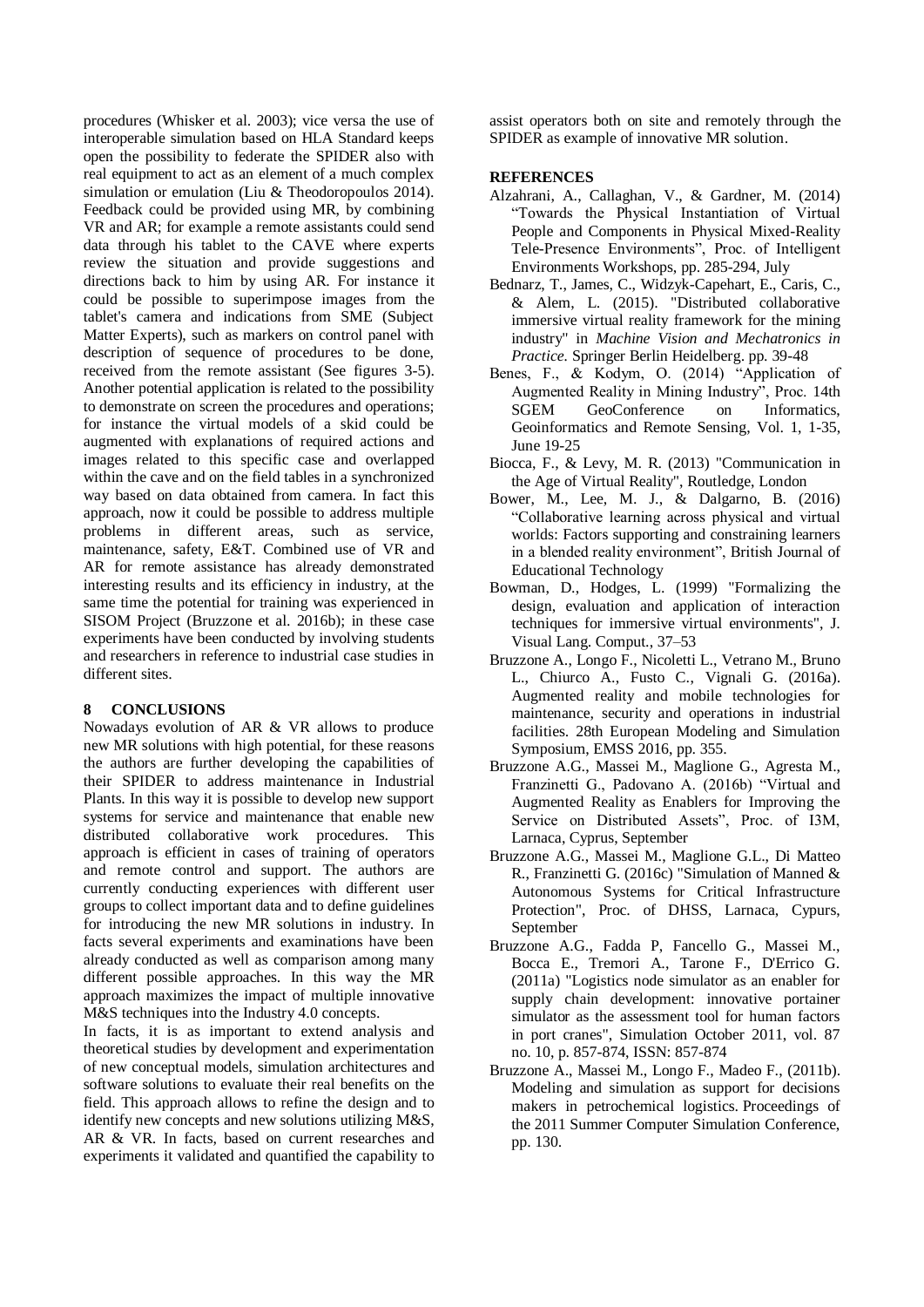procedures (Whisker et al. 2003); vice versa the use of interoperable simulation based on HLA Standard keeps open the possibility to federate the SPIDER also with real equipment to act as an element of a much complex simulation or emulation (Liu & Theodoropoulos 2014). Feedback could be provided using MR, by combining VR and AR; for example a remote assistants could send data through his tablet to the CAVE where experts review the situation and provide suggestions and directions back to him by using AR. For instance it could be possible to superimpose images from the tablet's camera and indications from SME (Subject Matter Experts), such as markers on control panel with description of sequence of procedures to be done, received from the remote assistant (See figures 3-5). Another potential application is related to the possibility to demonstrate on screen the procedures and operations; for instance the virtual models of a skid could be augmented with explanations of required actions and images related to this specific case and overlapped within the cave and on the field tables in a synchronized way based on data obtained from camera. In fact this approach, now it could be possible to address multiple problems in different areas, such as service, maintenance, safety, E&T. Combined use of VR and AR for remote assistance has already demonstrated interesting results and its efficiency in industry, at the same time the potential for training was experienced in SISOM Project (Bruzzone et al. 2016b); in these case experiments have been conducted by involving students and researchers in reference to industrial case studies in different sites.

## 8 CONCLUSIONS

Nowadays evolution of AR & VR allows to produce new MR solutions with high potential, for these reasons the authors are further developing the capabilities of their SPIDER to address maintenance in Industrial Plants. In this way it is possible to develop new support systems for service and maintenance that enable new distributed collaborative work procedures. This approach is efficient in cases of training of operators and remote control and support. The authors are currently conducting experiences with different user groups to collect important data and to define guidelines for introducing the new MR solutions in industry. In facts several experiments and examinations have been already conducted as well as comparison among many different possible approaches. In this way the MR approach maximizes the impact of multiple innovative M&S techniques into the Industry 4.0 concepts.

In facts, it is as important to extend analysis and theoretical studies by development and experimentation of new conceptual models, simulation architectures and software solutions to evaluate their real benefits on the field. This approach allows to refine the design and to identify new concepts and new solutions utilizing M&S, AR & VR. In facts, based on current researches and experiments it validated and quantified the capability to assist operators both on site and remotely through the SPIDER as example of innovative MR solution.

## REFERENCES

Alzahrani, A., Callaghan, V., & Gardner, M. (2014) "Towards the Physical Instantiation of Virtual People and Components in Physical Mixed-Reality Tele-Presence Environments", Proc. of Intelligent Environments Workshops, pp. 285-294, July

Bednarz, T., James, C., Widzyk-Capehart, E., Caris, C., & Alem, L. (2015). "Distributed collaborative immersive virtual reality framework for the mining industry" in *Machine Vision and Mechatronics in Practice*. Springer Berlin Heidelberg. pp. 39-48

Benes, F., & Kodym, O. (2014) "Application of Augmented Reality in Mining Industry", Proc. 14th SGEM GeoConference on Informatics, Geoinformatics and Remote Sensing, Vol. 1, 1-35, June 19-25

Biocca, F., & Levy, M. R. (2013) "Communication in the Age of Virtual Reality", Routledge, London

Bower, M., Lee, M. J., & Dalgarno, B. (2016) "Collaborative learning across physical and virtual worlds: Factors supporting and constraining learners in a blended reality environment", British Journal of Educational Technology

Bowman, D., Hodges, L. (1999) "Formalizing the design, evaluation and application of interaction techniques for immersive virtual environments", J. Visual Lang. Comput., 37–53

Bruzzone A., Longo F., Nicoletti L., Vetrano M., Bruno L., Chiurco A., Fusto C., Vignali G. (2016a). Augmented reality and mobile technologies for maintenance, security and operations in industrial facilities. 28th European Modeling and Simulation Symposium, EMSS 2016, pp. 355.

Bruzzone A.G., Massei M., Maglione G., Agresta M., Franzinetti G., Padovano A. (2016b) "Virtual and Augmented Reality as Enablers for Improving the Service on Distributed Assets", Proc. of I3M, Larnaca, Cyprus, September

Bruzzone A.G., Massei M., Maglione G.L., Di Matteo R., Franzinetti G. (2016c) "Simulation of Manned & Autonomous Systems for Critical Infrastructure Protection", Proc. of DHSS, Larnaca, Cypurs, September

Bruzzone A.G., Fadda P, Fancello G., Massei M., Bocca E., Tremori A., Tarone F., D'Errico G. (2011a) "Logistics node simulator as an enabler for supply chain development: innovative portainer simulator as the assessment tool for human factors in port cranes", Simulation October 2011, vol. 87 no. 10, p. 857-874, ISSN: 857-874

Bruzzone A., Massei M., Longo F., Madeo F., (2011b). Modeling and simulation as support for decisions makers in petrochemical logistics. Proceedings of the 2011 Summer Computer Simulation Conference, pp. 130.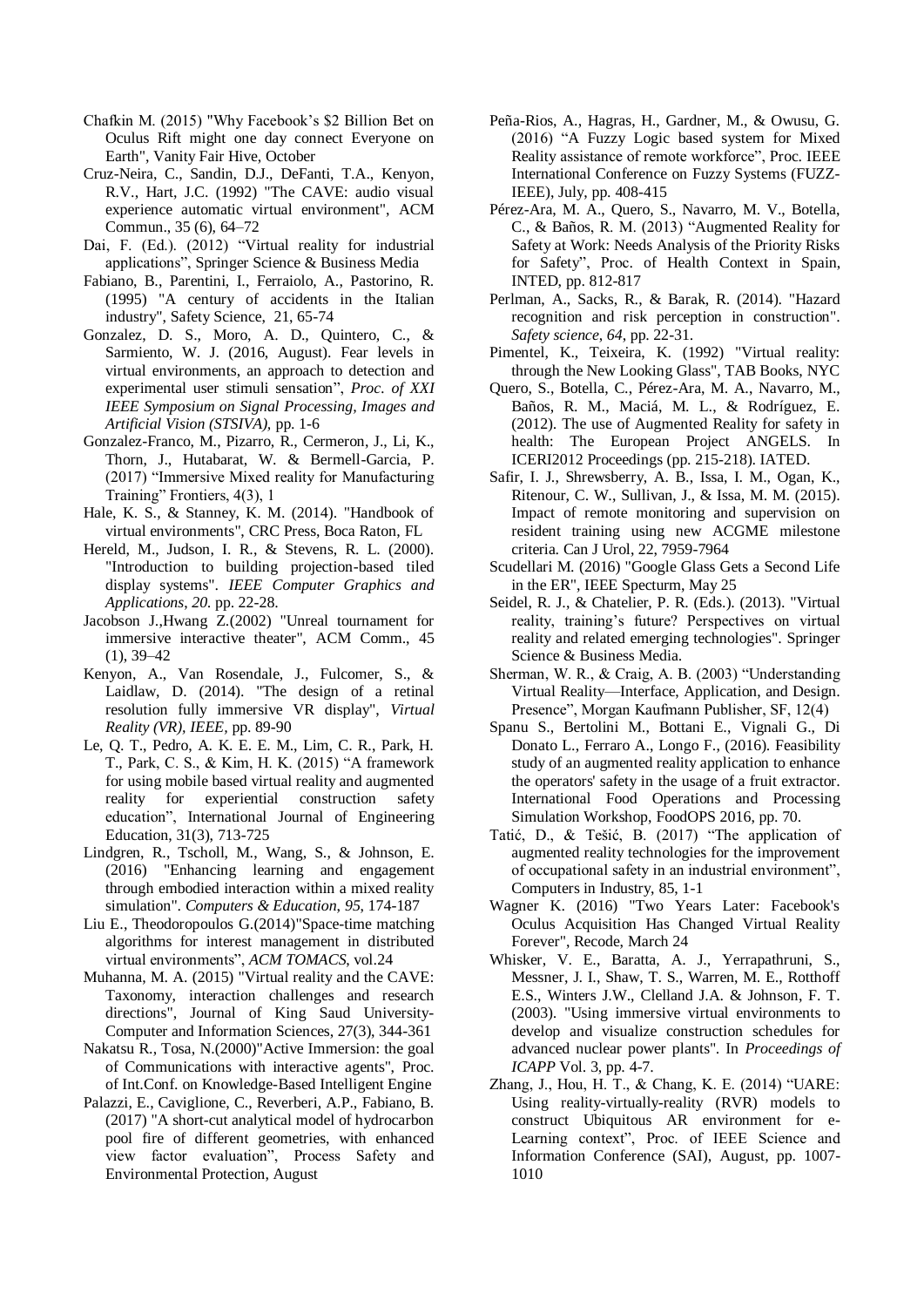Chafkin M. (2015) "Why Facebook's $2 Billion Bet on Oculus Rift might one day connect Everyone on Earth", Vanity Fair Hive, October

Cruz-Neira, C., Sandin, D.J., DeFanti, T.A., Kenyon, R.V., Hart, J.C. (1992) "The CAVE: audio visual experience automatic virtual environment", ACM Commun., 35 (6), 64–72

Dai, F. (Ed.). (2012) "Virtual reality for industrial applications", Springer Science & Business Media

Fabiano, B., Parentini, I., Ferraiolo, A., Pastorino, R. (1995) "A century of accidents in the Italian industry", Safety Science, 21, 65-74

Gonzalez, D. S., Moro, A. D., Quintero, C., & Sarmiento, W. J. (2016, August). Fear levels in virtual environments, an approach to detection and experimental user stimuli sensation", *Proc. of XXI IEEE Symposium on Signal Processing, Images and Artificial Vision (STSIVA)*, pp. 1-6

Gonzalez-Franco, M., Pizarro, R., Cermeron, J., Li, K., Thorn, J., Hutabarat, W. & Bermell-Garcia, P. (2017) "Immersive Mixed reality for Manufacturing Training" Frontiers, 4(3), 1

Hale, K. S., & Stanney, K. M. (2014). "Handbook of virtual environments", CRC Press, Boca Raton, FL

Hereld, M., Judson, I. R., & Stevens, R. L. (2000). "Introduction to building projection-based tiled display systems". *IEEE Computer Graphics and Applications*, *20*. pp. 22-28.

Jacobson J.,Hwang Z.(2002) "Unreal tournament for immersive interactive theater", ACM Comm., 45 (1), 39–42

Kenyon, A., Van Rosendale, J., Fulcomer, S., & Laidlaw, D. (2014). "The design of a retinal resolution fully immersive VR display", *Virtual Reality (VR), IEEE*, pp. 89-90

Le, Q. T., Pedro, A. K. E. E. M., Lim, C. R., Park, H. T., Park, C. S., & Kim, H. K. (2015) "A framework for using mobile based virtual reality and augmented reality for experiential construction safety education", International Journal of Engineering Education, 31(3), 713-725

Lindgren, R., Tscholl, M., Wang, S., & Johnson, E. (2016) "Enhancing learning and engagement through embodied interaction within a mixed reality simulation". *Computers & Education*, *95*, 174-187

Liu E., Theodoropoulos G.(2014)"Space-time matching algorithms for interest management in distributed virtual environments", *ACM TOMACS*, vol.24

Muhanna, M. A. (2015) "Virtual reality and the CAVE: Taxonomy, interaction challenges and research directions", Journal of King Saud University-Computer and Information Sciences, 27(3), 344-361

Nakatsu R., Tosa, N.(2000)"Active Immersion: the goal of Communications with interactive agents", Proc. of Int.Conf. on Knowledge-Based Intelligent Engine

Palazzi, E., Caviglione, C., Reverberi, A.P., Fabiano, B. (2017) "A short-cut analytical model of hydrocarbon pool fire of different geometries, with enhanced view factor evaluation", Process Safety and Environmental Protection, August

Peña-Rios, A., Hagras, H., Gardner, M., & Owusu, G. (2016) "A Fuzzy Logic based system for Mixed Reality assistance of remote workforce", Proc. IEEE International Conference on Fuzzy Systems (FUZZ-IEEE), July, pp. 408-415

Pérez-Ara, M. A., Quero, S., Navarro, M. V., Botella, C., & Baños, R. M. (2013) "Augmented Reality for Safety at Work: Needs Analysis of the Priority Risks for Safety", Proc. of Health Context in Spain, INTED, pp. 812-817

Perlman, A., Sacks, R., & Barak, R. (2014). "Hazard recognition and risk perception in construction". *Safety science*, *64*, pp. 22-31.

Pimentel, K., Teixeira, K. (1992) "Virtual reality: through the New Looking Glass", TAB Books, NYC

Quero, S., Botella, C., Pérez-Ara, M. A., Navarro, M., Baños, R. M., Maciá, M. L., & Rodríguez, E. (2012). The use of Augmented Reality for safety in health: The European Project ANGELS. In ICERI2012 Proceedings (pp. 215-218). IATED.

Safir, I. J., Shrewsberry, A. B., Issa, I. M., Ogan, K., Ritenour, C. W., Sullivan, J., & Issa, M. M. (2015). Impact of remote monitoring and supervision on resident training using new ACGME milestone criteria. Can J Urol, 22, 7959-7964

Scudellari M. (2016) "Google Glass Gets a Second Life in the ER", IEEE Specturm, May 25

Seidel, R. J., & Chatelier, P. R. (Eds.). (2013). "Virtual reality, training's future? Perspectives on virtual reality and related emerging technologies". Springer Science & Business Media.

Sherman, W. R., & Craig, A. B. (2003) "Understanding Virtual Reality—Interface, Application, and Design. Presence", Morgan Kaufmann Publisher, SF, 12(4)

Spanu S., Bertolini M., Bottani E., Vignali G., Di Donato L., Ferraro A., Longo F., (2016). Feasibility study of an augmented reality application to enhance the operators' safety in the usage of a fruit extractor. International Food Operations and Processing Simulation Workshop, FoodOPS 2016, pp. 70.

Tatić, D., & Tešić, B. (2017) "The application of augmented reality technologies for the improvement of occupational safety in an industrial environment", Computers in Industry, 85, 1-1

Wagner K. (2016) "Two Years Later: Facebook's Oculus Acquisition Has Changed Virtual Reality Forever", Recode, March 24

Whisker, V. E., Baratta, A. J., Yerrapathruni, S., Messner, J. I., Shaw, T. S., Warren, M. E., Rotthoff E.S., Winters J.W., Clelland J.A. & Johnson, F. T. (2003). "Using immersive virtual environments to develop and visualize construction schedules for advanced nuclear power plants". In *Proceedings of ICAPP* Vol. 3, pp. 4-7.

Zhang, J., Hou, H. T., & Chang, K. E. (2014) "UARE: Using reality-virtually-reality (RVR) models to construct Ubiquitous AR environment for e-Learning context", Proc. of IEEE Science and Information Conference (SAI), August, pp. 1007-1010